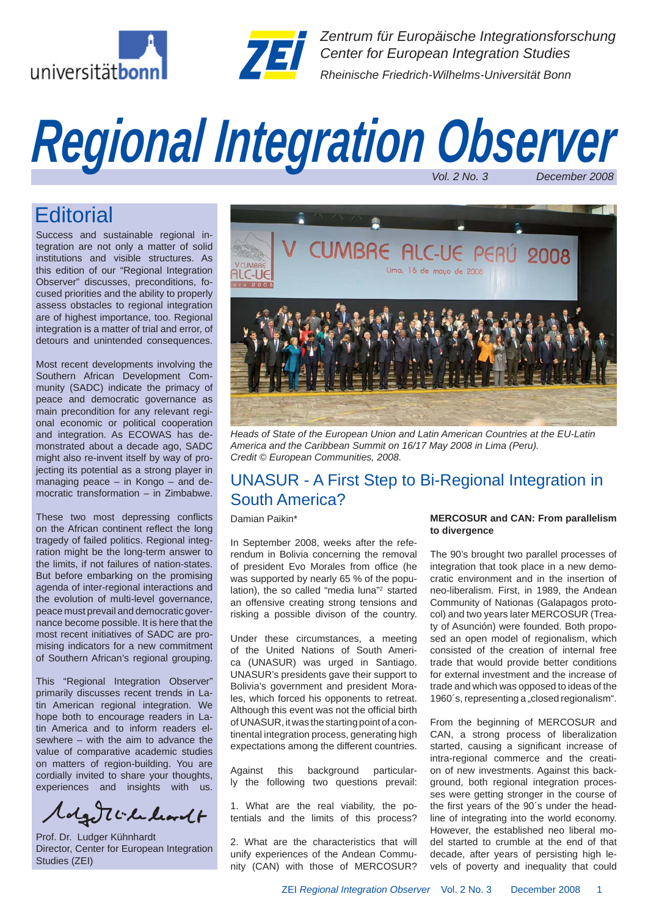Zentrum für Europäische Integrationsforschung
Center for European Integration Studies
Rheinische Friedrich-Wilhelms-Universität Bonn

# Regional Integration Observer

*Vol. 2 No. 3 December 2008*

## Editorial

Success and sustainable regional integration are not only a matter of solid institutions and visible structures. As this edition of our "Regional Integration Observer" discusses, preconditions, focused priorities and the ability to properly assess obstacles to regional integration are of highest importance, too. Regional integration is a matter of trial and error, of detours and unintended consequences.

Most recent developments involving the Southern African Development Community (SADC) indicate the primacy of peace and democratic governance as main precondition for any relevant regional economic or political cooperation and integration. As ECOWAS has demonstrated about a decade ago, SADC might also re-invent itself by way of projecting its potential as a strong player in managing peace – in Kongo – and democratic transformation – in Zimbabwe.

These two most depressing conflicts on the African continent reflect the long tragedy of failed politics. Regional integration might be the long-term answer to the limits, if not failures of nation-states. But before embarking on the promising agenda of inter-regional interactions and the evolution of multi-level governance, peace must prevail and democratic governance become possible. It is here that the most recent initiatives of SADC are promising indicators for a new commitment of Southern African's regional grouping.

This "Regional Integration Observer" primarily discusses recent trends in Latin American regional integration. We hope both to encourage readers in Latin America and to inform readers elsewhere – with the aim to advance the value of comparative academic studies on matters of region-building. You are cordially invited to share your thoughts, experiences and insights with us.

Prof. Dr. Ludger Kühnhardt
Director, Center for European Integration Studies (ZEI)

*Heads of State of the European Union and Latin American Countries at the EU-Latin America and the Caribbean Summit on 16/17 May 2008 in Lima (Peru). Credit © European Communities, 2008.*

## UNASUR - A First Step to Bi-Regional Integration in South America?

Damian Paikin*

In September 2008, weeks after the referendum in Bolivia concerning the removal of president Evo Morales from office (he was supported by nearly 65 % of the population), the so called "media luna"[2] started an offensive creating strong tensions and risking a possible divison of the country.

Under these circumstances, a meeting of the United Nations of South America (UNASUR) was urged in Santiago. UNASUR's presidents gave their support to Bolivia's government and president Morales, which forced his opponents to retreat. Although this event was not the official birth of UNASUR, it was the starting point of a continental integration process, generating high expectations among the different countries.

Against this background particularly the following two questions prevail:

1. What are the real viability, the potentials and the limits of this process?

2. What are the characteristics that will unify experiences of the Andean Community (CAN) with those of MERCOSUR?

**MERCOSUR and CAN: From parallelism to divergence**

The 90's brought two parallel processes of integration that took place in a new democratic environment and in the insertion of neo-liberalism. First, in 1989, the Andean Community of Nationas (Galapagos protocol) and two years later MERCOSUR (Treaty of Asunción) were founded. Both proposed an open model of regionalism, which consisted of the creation of internal free trade that would provide better conditions for external investment and the increase of trade and which was opposed to ideas of the 1960´s, representing a „closed regionalism".

From the beginning of MERCOSUR and CAN, a strong process of liberalization started, causing a significant increase of intra-regional commerce and the creation of new investments. Against this background, both regional integration processes were getting stronger in the course of the first years of the 90´s under the headline of integrating into the world economy. However, the established neo liberal model started to crumble at the end of that decade, after years of persisting high levels of poverty and inequality that could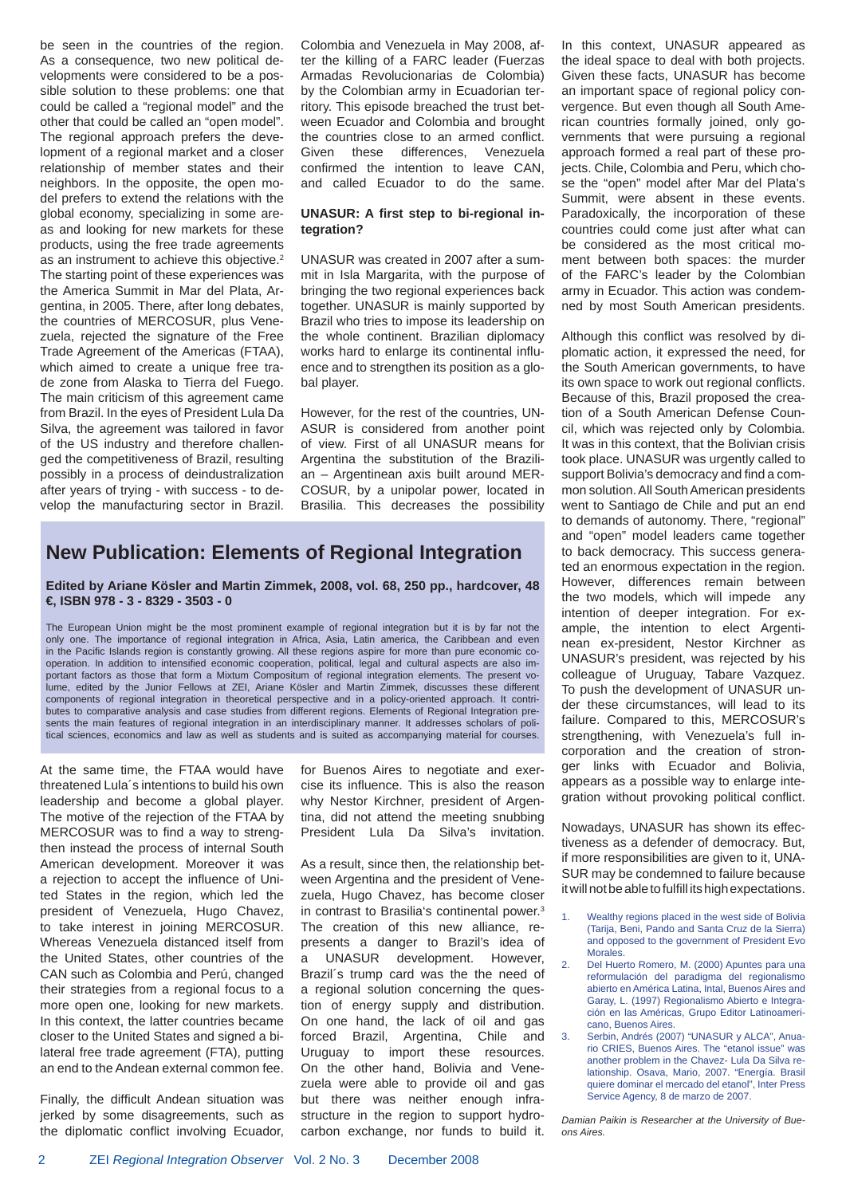be seen in the countries of the region. As a consequence, two new political developments were considered to be a possible solution to these problems: one that could be called a "regional model" and the other that could be called an "open model". The regional approach prefers the development of a regional market and a closer relationship of member states and their neighbors. In the opposite, the open model prefers to extend the relations with the global economy, specializing in some areas and looking for new markets for these products, using the free trade agreements as an instrument to achieve this objective.[2] The starting point of these experiences was the America Summit in Mar del Plata, Argentina, in 2005. There, after long debates, the countries of MERCOSUR, plus Venezuela, rejected the signature of the Free Trade Agreement of the Americas (FTAA), which aimed to create a unique free trade zone from Alaska to Tierra del Fuego. The main criticism of this agreement came from Brazil. In the eyes of President Lula Da Silva, the agreement was tailored in favor of the US industry and therefore challenged the competitiveness of Brazil, resulting possibly in a process of deindustralization after years of trying - with success - to develop the manufacturing sector in Brazil. At the same time, the FTAA would have threatened Lula´s intentions to build his own leadership and become a global player. The motive of the rejection of the FTAA by MERCOSUR was to find a way to strengthen instead the process of internal South American development. Moreover it was a rejection to accept the influence of United States in the region, which led the president of Venezuela, Hugo Chavez, to take interest in joining MERCOSUR. Whereas Venezuela distanced itself from the United States, other countries of the CAN such as Colombia and Perú, changed their strategies from a regional focus to a more open one, looking for new markets. In this context, the latter countries became closer to the United States and signed a bilateral free trade agreement (FTA), putting an end to the Andean external common fee.

Finally, the difficult Andean situation was jerked by some disagreements, such as the diplomatic conflict involving Ecuador, Colombia and Venezuela in May 2008, after the killing of a FARC leader (Fuerzas Armadas Revolucionarias de Colombia) by the Colombian army in Ecuadorian territory. This episode breached the trust between Ecuador and Colombia and brought the countries close to an armed conflict. Given these differences, Venezuela confirmed the intention to leave CAN, and called Ecuador to do the same.

### UNASUR: A first step to bi-regional integration?

UNASUR was created in 2007 after a summit in Isla Margarita, with the purpose of bringing the two regional experiences back together. UNASUR is mainly supported by Brazil who tries to impose its leadership on the whole continent. Brazilian diplomacy works hard to enlarge its continental influence and to strengthen its position as a global player.

However, for the rest of the countries, UNASUR is considered from another point of view. First of all UNASUR means for Argentina the substitution of the Brazilian – Argentinean axis built around MERCOSUR, by a unipolar power, located in Brasilia. This decreases the possibility for Buenos Aires to negotiate and exercise its influence. This is also the reason why Nestor Kirchner, president of Argentina, did not attend the meeting snubbing President Lula Da Silva's invitation.

As a result, since then, the relationship between Argentina and the president of Venezuela, Hugo Chavez, has become closer in contrast to Brasilia's continental power.[3] The creation of this new alliance, represents a danger to Brazil's idea of a UNASUR development. However, Brazil´s trump card was the the need of a regional solution concerning the question of energy supply and distribution. On one hand, the lack of oil and gas forced Brazil, Argentina, Chile and Uruguay to import these resources. On the other hand, Bolivia and Venezuela were able to provide oil and gas but there was neither enough infrastructure in the region to support hydrocarbon exchange, nor funds to build it.

In this context, UNASUR appeared as the ideal space to deal with both projects. Given these facts, UNASUR has become an important space of regional policy convergence. But even though all South American countries formally joined, only governments that were pursuing a regional approach formed a real part of these projects. Chile, Colombia and Peru, which chose the "open" model after Mar del Plata's Summit, were absent in these events. Paradoxically, the incorporation of these countries could come just after what can be considered as the most critical moment between both spaces: the murder of the FARC's leader by the Colombian army in Ecuador. This action was condemned by most South American presidents.

Although this conflict was resolved by diplomatic action, it expressed the need, for the South American governments, to have its own space to work out regional conflicts. Because of this, Brazil proposed the creation of a South American Defense Council, which was rejected only by Colombia. It was in this context, that the Bolivian crisis took place. UNASUR was urgently called to support Bolivia's democracy and find a common solution. All South American presidents went to Santiago de Chile and put an end to demands of autonomy. There, "regional" and "open" model leaders came together to back democracy. This success generated an enormous expectation in the region. However, differences remain between the two models, which will impede any intention of deeper integration. For example, the intention to elect Argentinean ex-president, Nestor Kirchner as UNASUR's president, was rejected by his colleague of Uruguay, Tabare Vazquez. To push the development of UNASUR under these circumstances, will lead to its failure. Compared to this, MERCOSUR's strengthening, with Venezuela's full incorporation and the creation of stronger links with Ecuador and Bolivia, appears as a possible way to enlarge integration without provoking political conflict.

Nowadays, UNASUR has shown its effectiveness as a defender of democracy. But, if more responsibilities are given to it, UNASUR may be condemned to failure because it will not be able to fulfill its high expectations.

1. Wealthy regions placed in the west side of Bolivia (Tarija, Beni, Pando and Santa Cruz de la Sierra) and opposed to the government of President Evo Morales.
2. Del Huerto Romero, M. (2000) Apuntes para una reformulación del paradigma del regionalismo abierto en América Latina, Intal, Buenos Aires and Garay, L. (1997) Regionalismo Abierto e Integración en las Américas, Grupo Editor Latinoamericano, Buenos Aires.
3. Serbin, Andrés (2007) "UNASUR y ALCA", Anuario CRIES, Buenos Aires. The "etanol issue" was another problem in the Chavez- Lula Da Silva relationship. Osava, Mario, 2007. "Energía. Brasil quiere dominar el mercado del etanol", Inter Press Service Agency, 8 de marzo de 2007.

*Damian Paikin is Researcher at the University of Buenos Aires.*

## New Publication: Elements of Regional Integration

**Edited by Ariane Kösler and Martin Zimmek, 2008, vol. 68, 250 pp., hardcover, 48 €, ISBN 978 - 3 - 8329 - 3503 - 0**

The European Union might be the most prominent example of regional integration but it is by far not the only one. The importance of regional integration in Africa, Asia, Latin america, the Caribbean and even in the Pacific Islands region is constantly growing. All these regions aspire for more than pure economic cooperation. In addition to intensified economic cooperation, political, legal and cultural aspects are also important factors as those that form a Mixtum Compositum of regional integration elements. The present volume, edited by the Junior Fellows at ZEI, Ariane Kösler and Martin Zimmek, discusses these different components of regional integration in theoretical perspective and in a policy-oriented approach. It contributes to comparative analysis and case studies from different regions. Elements of Regional Integration presents the main features of regional integration in an interdisciplinary manner. It addresses scholars of political sciences, economics and law as well as students and is suited as accompanying material for courses.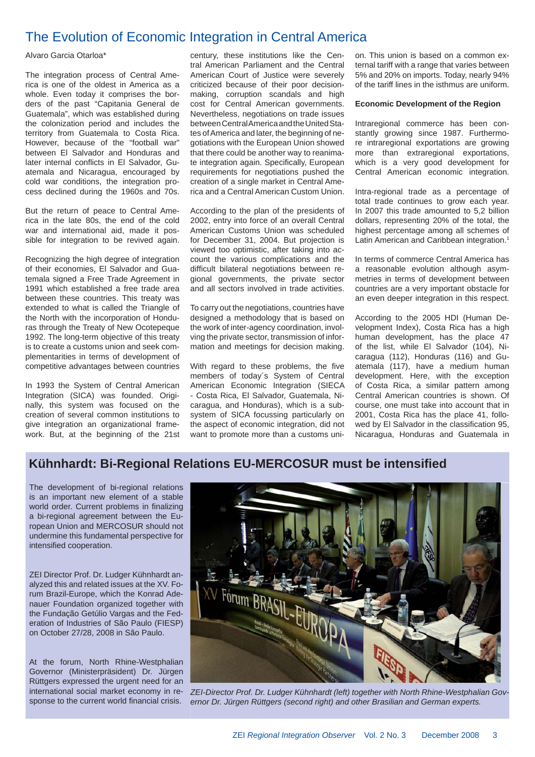## The Evolution of Economic Integration in Central America

Alvaro Garcia Otarloa*

The integration process of Central America is one of the oldest in America as a whole. Even today it comprises the borders of the past "Capitania General de Guatemala", which was established during the colonization period and includes the territory from Guatemala to Costa Rica. However, because of the "football war" between El Salvador and Honduras and later internal conflicts in El Salvador, Guatemala and Nicaragua, encouraged by cold war conditions, the integration process declined during the 1960s and 70s.

But the return of peace to Central America in the late 80s, the end of the cold war and international aid, made it possible for integration to be revived again.

Recognizing the high degree of integration of their economies, El Salvador and Guatemala signed a Free Trade Agreement in 1991 which established a free trade area between these countries. This treaty was extended to what is called the Triangle of the North with the incorporation of Honduras through the Treaty of New Ocotepeque 1992. The long-term objective of this treaty is to create a customs union and seek complementarities in terms of development of competitive advantages between countries

In 1993 the System of Central American Integration (SICA) was founded. Originally, this system was focused on the creation of several common institutions to give integration an organizational framework. But, at the beginning of the 21st century, these institutions like the Central American Parliament and the Central American Court of Justice were severely criticized because of their poor decision-making, corruption scandals and high cost for Central American governments. Nevertheless, negotiations on trade issues between Central America and the United States of America and later, the beginning of negotiations with the European Union showed that there could be another way to reanimate integration again. Specifically, European requirements for negotiations pushed the creation of a single market in Central America and a Central American Custom Union.

According to the plan of the presidents of 2002, entry into force of an overall Central American Customs Union was scheduled for December 31, 2004. But projection is viewed too optimistic, after taking into account the various complications and the difficult bilateral negotiations between regional governments, the private sector and all sectors involved in trade activities.

To carry out the negotiations, countries have designed a methodology that is based on the work of inter-agency coordination, involving the private sector, transmission of information and meetings for decision making.

With regard to these problems, the five members of today´s System of Central American Economic Integration (SIECA - Costa Rica, El Salvador, Guatemala, Nicaragua, and Honduras), which is a subsystem of SICA focussing particularly on the aspect of economic integration, did not want to promote more than a customs union. This union is based on a common external tariff with a range that varies between 5% and 20% on imports. Today, nearly 94% of the tariff lines in the isthmus are uniform.

**Economic Development of the Region**

Intraregional commerce has been constantly growing since 1987. Furthermore intraregional exportations are growing more than extraregional exportations, which is a very good development for Central American economic integration.

Intra-regional trade as a percentage of total trade continues to grow each year. In 2007 this trade amounted to 5,2 billion dollars, representing 20% of the total, the highest percentage among all schemes of Latin American and Caribbean integration.[1]

In terms of commerce Central America has a reasonable evolution although asymmetries in terms of development between countries are a very important obstacle for an even deeper integration in this respect.

According to the 2005 HDI (Human Development Index), Costa Rica has a high human development, has the place 47 of the list, while El Salvador (104), Nicaragua (112), Honduras (116) and Guatemala (117), have a medium human development. Here, with the exception of Costa Rica, a similar pattern among Central American countries is shown. Of course, one must take into account that in 2001, Costa Rica has the place 41, followed by El Salvador in the classification 95, Nicaragua, Honduras and Guatemala in

## Kühnhardt: Bi-Regional Relations EU-MERCOSUR must be intensified

The development of bi-regional relations is an important new element of a stable world order. Current problems in finalizing a bi-regional agreement between the European Union and MERCOSUR should not undermine this fundamental perspective for intensified cooperation.

ZEI Director Prof. Dr. Ludger Kühnhardt analyzed this and related issues at the XV. Forum Brazil-Europe, which the Konrad Adenauer Foundation organized together with the Fundação Getúlio Vargas and the Federation of Industries of São Paulo (FIESP) on October 27/28, 2008 in São Paulo.

At the forum, North Rhine-Westphalian Governor (Ministerpräsident) Dr. Jürgen Rüttgers expressed the urgent need for an international social market economy in response to the current world financial crisis.

*ZEI-Director Prof. Dr. Ludger Kühnhardt (left) together with North Rhine-Westphalian Governor Dr. Jürgen Rüttgers (second right) and other Brasilian and German experts.*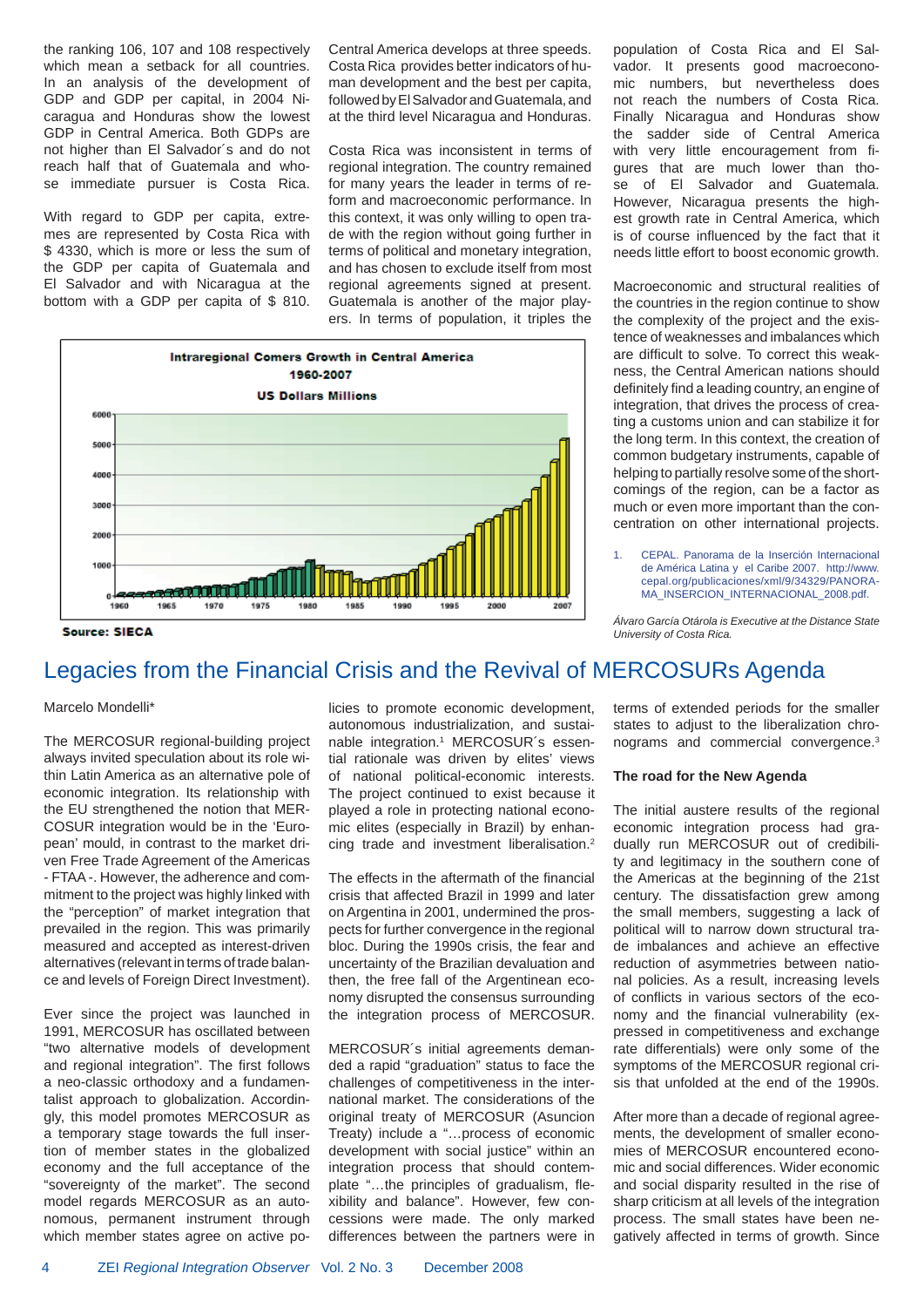the ranking 106, 107 and 108 respectively which mean a setback for all countries. In an analysis of the development of GDP and GDP per capital, in 2004 Nicaragua and Honduras show the lowest GDP in Central America. Both GDPs are not higher than El Salvador´s and do not reach half that of Guatemala and whose immediate pursuer is Costa Rica.

With regard to GDP per capita, extremes are represented by Costa Rica with $ 4330, which is more or less the sum of the GDP per capita of Guatemala and El Salvador and with Nicaragua at the bottom with a GDP per capita of $ 810.

Central America develops at three speeds. Costa Rica provides better indicators of human development and the best per capita, followed by El Salvador and Guatemala, and at the third level Nicaragua and Honduras.

Costa Rica was inconsistent in terms of regional integration. The country remained for many years the leader in terms of reform and macroeconomic performance. In this context, it was only willing to open trade with the region without going further in terms of political and monetary integration, and has chosen to exclude itself from most regional agreements signed at present. Guatemala is another of the major players. In terms of population, it triples the population of Costa Rica and El Salvador. It presents good macroeconomic numbers, but nevertheless does not reach the numbers of Costa Rica. Finally Nicaragua and Honduras show the sadder side of Central America with very little encouragement from figures that are much lower than those of El Salvador and Guatemala. However, Nicaragua presents the highest growth rate in Central America, which is of course influenced by the fact that it needs little effort to boost economic growth.

**Intraregional Comers Growth in Central America 1960-2007**
**US Dollars Millions**

Source: SIECA

Macroeconomic and structural realities of the countries in the region continue to show the complexity of the project and the existence of weaknesses and imbalances which are difficult to solve. To correct this weakness, the Central American nations should definitely find a leading country, an engine of integration, that drives the process of creating a customs union and can stabilize it for the long term. In this context, the creation of common budgetary instruments, capable of helping to partially resolve some of the shortcomings of the region, can be a factor as much or even more important than the concentration on other international projects.

1. CEPAL. Panorama de la Inserción Internacional de América Latina y el Caribe 2007. http://www.cepal.org/publicaciones/xml/9/34329/PANORAMA_INSERCION_INTERNACIONAL_2008.pdf.

*Álvaro García Otárola is Executive at the Distance State University of Costa Rica.*

# Legacies from the Financial Crisis and the Revival of MERCOSURs Agenda

Marcelo Mondelli*

The MERCOSUR regional-building project always invited speculation about its role within Latin America as an alternative pole of economic integration. Its relationship with the EU strengthened the notion that MERCOSUR integration would be in the 'European' mould, in contrast to the market driven Free Trade Agreement of the Americas - FTAA -. However, the adherence and commitment to the project was highly linked with the "perception" of market integration that prevailed in the region. This was primarily measured and accepted as interest-driven alternatives (relevant in terms of trade balance and levels of Foreign Direct Investment).

Ever since the project was launched in 1991, MERCOSUR has oscillated between "two alternative models of development and regional integration". The first follows a neo-classic orthodoxy and a fundamentalist approach to globalization. Accordingly, this model promotes MERCOSUR as a temporary stage towards the full insertion of member states in the globalized economy and the full acceptance of the "sovereignty of the market". The second model regards MERCOSUR as an autonomous, permanent instrument through which member states agree on active policies to promote economic development, autonomous industrialization, and sustainable integration.[1] MERCOSUR´s essential rationale was driven by elites' views of national political-economic interests. The project continued to exist because it played a role in protecting national economic elites (especially in Brazil) by enhancing trade and investment liberalisation.[2]

The effects in the aftermath of the financial crisis that affected Brazil in 1999 and later on Argentina in 2001, undermined the prospects for further convergence in the regional bloc. During the 1990s crisis, the fear and uncertainty of the Brazilian devaluation and then, the free fall of the Argentinean economy disrupted the consensus surrounding the integration process of MERCOSUR.

MERCOSUR´s initial agreements demanded a rapid "graduation" status to face the challenges of competitiveness in the international market. The considerations of the original treaty of MERCOSUR (Asuncion Treaty) include a "…process of economic development with social justice" within an integration process that should contemplate "…the principles of gradualism, flexibility and balance". However, few concessions were made. The only marked differences between the partners were in terms of extended periods for the smaller states to adjust to the liberalization chronograms and commercial convergence.[3]

### The road for the New Agenda

The initial austere results of the regional economic integration process had gradually run MERCOSUR out of credibility and legitimacy in the southern cone of the Americas at the beginning of the 21st century. The dissatisfaction grew among the small members, suggesting a lack of political will to narrow down structural trade imbalances and achieve an effective reduction of asymmetries between national policies. As a result, increasing levels of conflicts in various sectors of the economy and the financial vulnerability (expressed in competitiveness and exchange rate differentials) were only some of the symptoms of the MERCOSUR regional crisis that unfolded at the end of the 1990s.

After more than a decade of regional agreements, the development of smaller economies of MERCOSUR encountered economic and social differences. Wider economic and social disparity resulted in the rise of sharp criticism at all levels of the integration process. The small states have been negatively affected in terms of growth. Since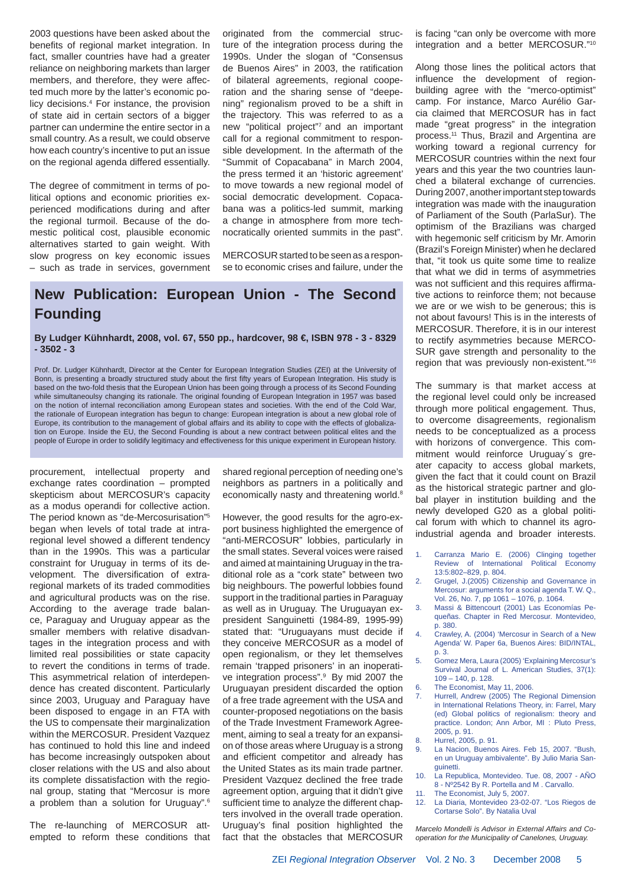2003 questions have been asked about the benefits of regional market integration. In fact, smaller countries have had a greater reliance on neighboring markets than larger members, and therefore, they were affected much more by the latter's economic policy decisions.[4] For instance, the provision of state aid in certain sectors of a bigger partner can undermine the entire sector in a small country. As a result, we could observe how each country's incentive to put an issue on the regional agenda differed essentially.

The degree of commitment in terms of political options and economic priorities experienced modifications during and after the regional turmoil. Because of the domestic political cost, plausible economic alternatives started to gain weight. With slow progress on key economic issues – such as trade in services, government procurement, intellectual property and exchange rates coordination – prompted skepticism about MERCOSUR's capacity as a modus operandi for collective action. The period known as "de-Mercosurisation"[5] began when levels of total trade at intra-regional level showed a different tendency than in the 1990s. This was a particular constraint for Uruguay in terms of its development. The diversification of extra-regional markets of its traded commodities and agricultural products was on the rise. According to the average trade balance, Paraguay and Uruguay appear as the smaller members with relative disadvantages in the integration process and with limited real possibilities or state capacity to revert the conditions in terms of trade. This asymmetrical relation of interdependence has created discontent. Particularly since 2003, Uruguay and Paraguay have been disposed to engage in an FTA with the US to compensate their marginalization within the MERCOSUR. President Vazquez has continued to hold this line and indeed has become increasingly outspoken about closer relations with the US and also about its complete dissatisfaction with the regional group, stating that "Mercosur is more a problem than a solution for Uruguay".[6]

The re-launching of MERCOSUR attempted to reform these conditions that originated from the commercial structure of the integration process during the 1990s. Under the slogan of "Consensus de Buenos Aires" in 2003, the ratification of bilateral agreements, regional cooperation and the sharing sense of "deepening" regionalism proved to be a shift in the trajectory. This was referred to as a new "political project"[7] and an important call for a regional commitment to responsible development. In the aftermath of the "Summit of Copacabana" in March 2004, the press termed it an 'historic agreement' to move towards a new regional model of social democratic development. Copacabana was a politics-led summit, marking a change in atmosphere from more technocratically oriented summits in the past".

MERCOSUR started to be seen as a response to economic crises and failure, under the shared regional perception of needing one's neighbors as partners in a politically and economically nasty and threatening world.[8]

However, the good results for the agro-export business highlighted the emergence of "anti-MERCOSUR" lobbies, particularly in the small states. Several voices were raised and aimed at maintaining Uruguay in the traditional role as a "cork state" between two big neighbours. The powerful lobbies found support in the traditional parties in Paraguay as well as in Uruguay. The Uruguayan ex-president Sanguinetti (1984-89, 1995-99) stated that: "Uruguayans must decide if they conceive MERCOSUR as a model of open regionalism, or they let themselves remain 'trapped prisoners' in an inoperative integration process".[9] By mid 2007 the Uruguayan president discarded the option of a free trade agreement with the USA and counter-proposed negotiations on the basis of the Trade Investment Framework Agreement, aiming to seal a treaty for an expansion of those areas where Uruguay is a strong and efficient competitor and already has the United States as its main trade partner. President Vazquez declined the free trade agreement option, arguing that it didn't give sufficient time to analyze the different chapters involved in the overall trade operation. Uruguay's final position highlighted the fact that the obstacles that MERCOSUR is facing "can only be overcome with more integration and a better MERCOSUR."[10]

Along those lines the political actors that influence the development of region-building agree with the "merco-optimist" camp. For instance, Marco Aurélio Garcia claimed that MERCOSUR has in fact made "great progress" in the integration process.[11] Thus, Brazil and Argentina are working toward a regional currency for MERCOSUR countries within the next four years and this year the two countries launched a bilateral exchange of currencies. During 2007, another important step towards integration was made with the inauguration of Parliament of the South (ParlaSur). The optimism of the Brazilians was charged with hegemonic self criticism by Mr. Amorin (Brazil's Foreign Minister) when he declared that, "it took us quite some time to realize that what we did in terms of asymmetries was not sufficient and this requires affirmative actions to reinforce them; not because we are or we wish to be generous; this is not about favours! This is in the interests of MERCOSUR. Therefore, it is in our interest to rectify asymmetries because MERCOSUR gave strength and personality to the region that was previously non-existent."[16]

The summary is that market access at the regional level could only be increased through more political engagement. Thus, to overcome disagreements, regionalism needs to be conceptualized as a process with horizons of convergence. This commitment would reinforce Uruguay´s greater capacity to access global markets, given the fact that it could count on Brazil as the historical strategic partner and global player in institution building and the newly developed G20 as a global political forum with which to channel its agro-industrial agenda and broader interests.

1. Carranza Mario E. (2006) Clinging together Review of International Political Economy 13:5:802–829, p. 804.
2. Grugel, J.(2005) Citizenship and Governance in Mercosur: arguments for a social agenda T. W. Q., Vol. 26, No. 7, pp 1061 – 1076, p. 1064.
3. Massi & Bittencourt (2001) Las Economías Pequeñas. Chapter in Red Mercosur. Montevideo, p. 380.
4. Crawley, A. (2004) 'Mercosur in Search of a New Agenda' W. Paper 6a, Buenos Aires: BID/INTAL, p. 3.
5. Gomez Mera, Laura (2005) 'Explaining Mercosur's Survival Journal of L. American Studies, 37(1): 109 – 140, p. 128.
6. The Economist, May 11, 2006.
7. Hurrell, Andrew (2005) The Regional Dimension in International Relations Theory, in: Farrel, Mary (ed) Global politics of regionalism: theory and practice. London; Ann Arbor, MI : Pluto Press, 2005, p. 91.
8. Hurrel, 2005, p. 91.
9. La Nacion, Buenos Aires. Feb 15, 2007. "Bush, en un Uruguay ambivalente". By Julio Maria Sanguinetti.
10. La Republica, Montevideo. Tue. 08, 2007 - AÑO 8 - Nº2542 By R. Portella and M . Carvallo.
11. The Economist, July 5, 2007.
12. La Diaria, Montevideo 23-02-07. "Los Riegos de Cortarse Solo". By Natalia Uval

*Marcelo Mondelli is Advisor in External Affairs and Cooperation for the Municipality of Canelones, Uruguay.*

## New Publication: European Union - The Second Founding

**By Ludger Kühnhardt, 2008, vol. 67, 550 pp., hardcover, 98 €, ISBN 978 - 3 - 8329 - 3502 - 3**

Prof. Dr. Ludger Kühnhardt, Director at the Center for European Integration Studies (ZEI) at the University of Bonn, is presenting a broadly structured study about the first fifty years of European Integration. His study is based on the two-fold thesis that the European Union has been going through a process of its Second Founding while simultaneously changing its rationale. The original founding of European Integration in 1957 was based on the notion of internal reconciliation among European states and societies. With the end of the Cold War, the rationale of European integration has begun to change: European integration is about a new global role of Europe, its contribution to the management of global affairs and its ability to cope with the effects of globalization on Europe. Inside the EU, the Second Founding is about a new contract between political elites and the people of Europe in order to solidify legitimacy and effectiveness for this unique experiment in European history.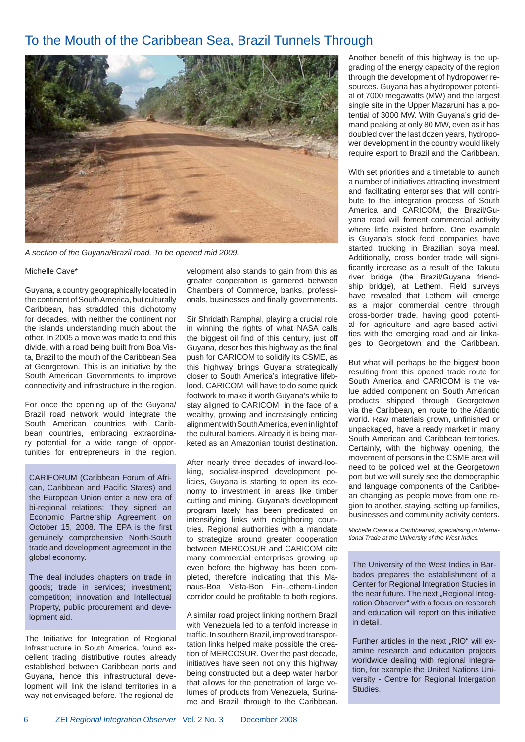# To the Mouth of the Caribbean Sea, Brazil Tunnels Through

A section of the Guyana/Brazil road. To be opened mid 2009.

Michelle Cave*

Guyana, a country geographically located in the continent of South America, but culturally Caribbean, has straddled this dichotomy for decades, with neither the continent nor the islands understanding much about the other. In 2005 a move was made to end this divide, with a road being built from Boa Vista, Brazil to the mouth of the Caribbean Sea at Georgetown. This is an initiative by the South American Governments to improve connectivity and infrastructure in the region.

For once the opening up of the Guyana/Brazil road network would integrate the South American countries with Caribbean countries, embracing extraordinary potential for a wide range of opportunities for entrepreneurs in the region.

> CARIFORUM (Caribbean Forum of African, Caribbean and Pacific States) and the European Union enter a new era of bi-regional relations: They signed an Economic Partnership Agreement on October 15, 2008. The EPA is the first genuinely comprehensive North-South trade and development agreement in the global economy.
>
> The deal includes chapters on trade in goods; trade in services; investment; competition; innovation and Intellectual Property, public procurement and development aid.

The Initiative for Integration of Regional Infrastructure in South America, found excellent trading distributive routes already established between Caribbean ports and Guyana, hence this infrastructural development will link the island territories in a way not envisaged before. The regional development also stands to gain from this as greater cooperation is garnered between Chambers of Commerce, banks, professionals, businesses and finally governments.

Sir Shridath Ramphal, playing a crucial role in winning the rights of what NASA calls the biggest oil find of this century, just off Guyana, describes this highway as the final push for CARICOM to solidify its CSME, as this highway brings Guyana strategically closer to South America's integrative lifeblood. CARICOM will have to do some quick footwork to make it worth Guyana's while to stay aligned to CARICOM in the face of a wealthy, growing and increasingly enticing alignment with South America, even in light of the cultural barriers. Already it is being marketed as an Amazonian tourist destination.

After nearly three decades of inward-looking, socialist-inspired development policies, Guyana is starting to open its economy to investment in areas like timber cutting and mining. Guyana's development program lately has been predicated on intensifying links with neighboring countries. Regional authorities with a mandate to strategize around greater cooperation between MERCOSUR and CARICOM cite many commercial enterprises growing up even before the highway has been completed, therefore indicating that this Manaus-Boa Vista-Bon Fin-Lethem-Linden corridor could be profitable to both regions.

A similar road project linking northern Brazil with Venezuela led to a tenfold increase in traffic. In southern Brazil, improved transportation links helped make possible the creation of MERCOSUR. Over the past decade, initiatives have seen not only this highway being constructed but a deep water harbor that allows for the penetration of large volumes of products from Venezuela, Suriname and Brazil, through to the Caribbean.

Another benefit of this highway is the upgrading of the energy capacity of the region through the development of hydropower resources. Guyana has a hydropower potential of 7000 megawatts (MW) and the largest single site in the Upper Mazaruni has a potential of 3000 MW. With Guyana's grid demand peaking at only 80 MW, even as it has doubled over the last dozen years, hydropower development in the country would likely require export to Brazil and the Caribbean.

With set priorities and a timetable to launch a number of initiatives attracting investment and facilitating enterprises that will contribute to the integration process of South America and CARICOM, the Brazil/Guyana road will foment commercial activity where little existed before. One example is Guyana's stock feed companies have started trucking in Brazilian soya meal. Additionally, cross border trade will significantly increase as a result of the Takutu river bridge (the Brazil/Guyana friendship bridge), at Lethem. Field surveys have revealed that Lethem will emerge as a major commercial centre through cross-border trade, having good potential for agriculture and agro-based activities with the emerging road and air linkages to Georgetown and the Caribbean.

But what will perhaps be the biggest boon resulting from this opened trade route for South America and CARICOM is the value added component on South American products shipped through Georgetown via the Caribbean, en route to the Atlantic world. Raw materials grown, unfinished or unpackaged, have a ready market in many South American and Caribbean territories. Certainly, with the highway opening, the movement of persons in the CSME area will need to be policed well at the Georgetown port but we will surely see the demographic and language components of the Caribbean changing as people move from one region to another, staying, setting up families, businesses and community activity centers.

*Michelle Cave is a Caribbeanist, specialising in International Trade at the University of the West Indies.*

> The University of the West Indies in Barbados prepares the establishment of a Center for Regional Integration Studies in the near future. The next „Regional Integration Observer" with a focus on research and education will report on this initiative in detail.
>
> Further articles in the next „RIO" will examine research and education projects worldwide dealing with regional integration, for example the United Nations University - Centre for Regional Intergation Studies.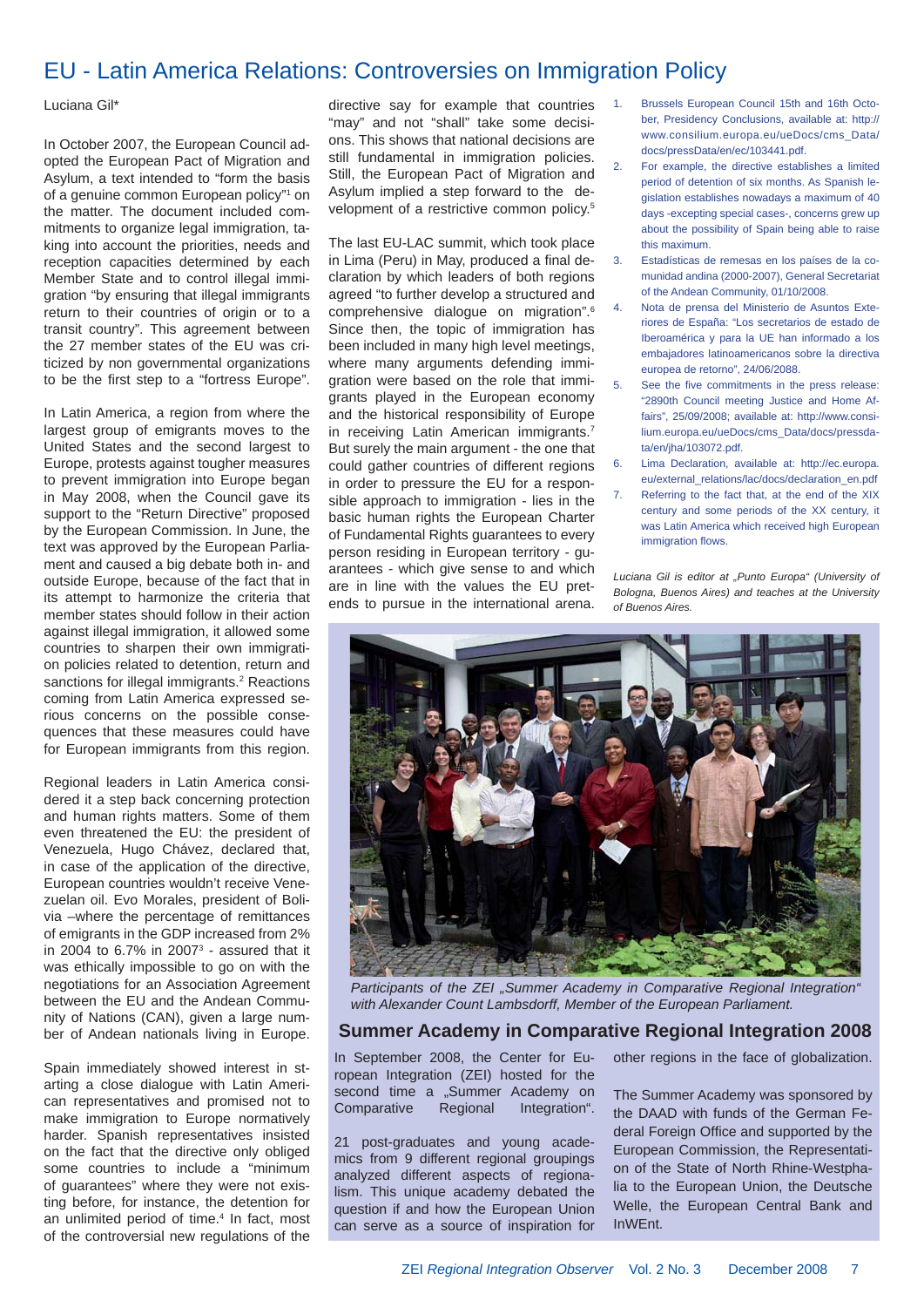# EU - Latin America Relations: Controversies on Immigration Policy

Luciana Gil*

In October 2007, the European Council adopted the European Pact of Migration and Asylum, a text intended to "form the basis of a genuine common European policy"[1] on the matter. The document included commitments to organize legal immigration, taking into account the priorities, needs and reception capacities determined by each Member State and to control illegal immigration "by ensuring that illegal immigrants return to their countries of origin or to a transit country". This agreement between the 27 member states of the EU was criticized by non governmental organizations to be the first step to a "fortress Europe".

In Latin America, a region from where the largest group of emigrants moves to the United States and the second largest to Europe, protests against tougher measures to prevent immigration into Europe began in May 2008, when the Council gave its support to the "Return Directive" proposed by the European Commission. In June, the text was approved by the European Parliament and caused a big debate both in- and outside Europe, because of the fact that in its attempt to harmonize the criteria that member states should follow in their action against illegal immigration, it allowed some countries to sharpen their own immigration policies related to detention, return and sanctions for illegal immigrants.[2] Reactions coming from Latin America expressed serious concerns on the possible consequences that these measures could have for European immigrants from this region.

Regional leaders in Latin America considered it a step back concerning protection and human rights matters. Some of them even threatened the EU: the president of Venezuela, Hugo Chávez, declared that, in case of the application of the directive, European countries wouldn't receive Venezuelan oil. Evo Morales, president of Bolivia –where the percentage of remittances of emigrants in the GDP increased from 2% in 2004 to 6.7% in 2007[3] - assured that it was ethically impossible to go on with the negotiations for an Association Agreement between the EU and the Andean Community of Nations (CAN), given a large number of Andean nationals living in Europe.

Spain immediately showed interest in starting a close dialogue with Latin American representatives and promised not to make immigration to Europe normatively harder. Spanish representatives insisted on the fact that the directive only obliged some countries to include a "minimum of guarantees" where they were not existing before, for instance, the detention for an unlimited period of time.[4] In fact, most of the controversial new regulations of the directive say for example that countries "may" and not "shall" take some decisions. This shows that national decisions are still fundamental in immigration policies. Still, the European Pact of Migration and Asylum implied a step forward to the development of a restrictive common policy.[5]

The last EU-LAC summit, which took place in Lima (Peru) in May, produced a final declaration by which leaders of both regions agreed "to further develop a structured and comprehensive dialogue on migration".[6] Since then, the topic of immigration has been included in many high level meetings, where many arguments defending immigration were based on the role that immigrants played in the European economy and the historical responsibility of Europe in receiving Latin American immigrants.[7] But surely the main argument - the one that could gather countries of different regions in order to pressure the EU for a responsible approach to immigration - lies in the basic human rights the European Charter of Fundamental Rights guarantees to every person residing in European territory - guarantees - which give sense to and which are in line with the values the EU pretends to pursue in the international arena.

1. Brussels European Council 15th and 16th October, Presidency Conclusions, available at: http://www.consilium.europa.eu/ueDocs/cms_Data/docs/pressData/en/ec/103441.pdf.
2. For example, the directive establishes a limited period of detention of six months. As Spanish legislation establishes nowadays a maximum of 40 days -excepting special cases-, concerns grew up about the possibility of Spain being able to raise this maximum.
3. Estadísticas de remesas en los países de la comunidad andina (2000-2007), General Secretariat of the Andean Community, 01/10/2008.
4. Nota de prensa del Ministerio de Asuntos Exteriores de España: "Los secretarios de estado de Iberoamérica y para la UE han informado a los embajadores latinoamericanos sobre la directiva europea de retorno", 24/06/2008.
5. See the five commitments in the press release: "2890th Council meeting Justice and Home Affairs", 25/09/2008; available at: http://www.consilium.europa.eu/ueDocs/cms_Data/docs/pressdata/en/jha/103072.pdf.
6. Lima Declaration, available at: http://ec.europa.eu/external_relations/lac/docs/declaration_en.pdf
7. Referring to the fact that, at the end of the XIX century and some periods of the XX century, it was Latin America which received high European immigration flows.

*Luciana Gil is editor at „Punto Europa" (University of Bologna, Buenos Aires) and teaches at the University of Buenos Aires.*

*Participants of the ZEI „Summer Academy in Comparative Regional Integration" with Alexander Count Lambsdorff, Member of the European Parliament.*

## Summer Academy in Comparative Regional Integration 2008

In September 2008, the Center for European Integration (ZEI) hosted for the second time a „Summer Academy on Comparative Regional Integration".

21 post-graduates and young academics from 9 different regional groupings analyzed different aspects of regionalism. This unique academy debated the question if and how the European Union can serve as a source of inspiration for other regions in the face of globalization.

The Summer Academy was sponsored by the DAAD with funds of the German Federal Foreign Office and supported by the European Commission, the Representation of the State of North Rhine-Westphalia to the European Union, the Deutsche Welle, the European Central Bank and InWEnt.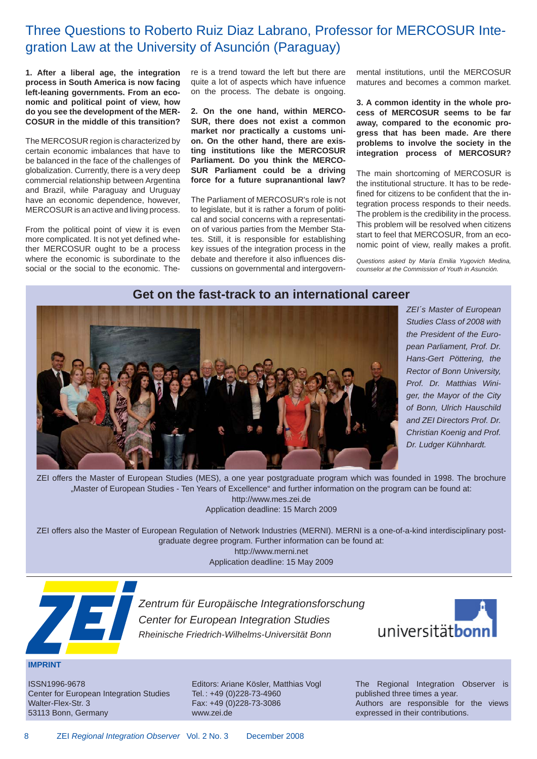# Three Questions to Roberto Ruiz Diaz Labrano, Professor for MERCOSUR Integration Law at the University of Asunción (Paraguay)

**1. After a liberal age, the integration process in South America is now facing left-leaning governments. From an economic and political point of view, how do you see the development of the MERCOSUR in the middle of this transition?**

The MERCOSUR region is characterized by certain economic imbalances that have to be balanced in the face of the challenges of globalization. Currently, there is a very deep commercial relationship between Argentina and Brazil, while Paraguay and Uruguay have an economic dependence, however, MERCOSUR is an active and living process.

From the political point of view it is even more complicated. It is not yet defined whether MERCOSUR ought to be a process where the economic is subordinate to the social or the social to the economic. There is a trend toward the left but there are quite a lot of aspects which have infuence on the process. The debate is ongoing.

**2. On the one hand, within MERCOSUR, there does not exist a common market nor practically a customs union. On the other hand, there are existing institutions like the MERCOSUR Parliament. Do you think the MERCOSUR Parliament could be a driving force for a future supranantional law?**

The Parliament of MERCOSUR's role is not to legislate, but it is rather a forum of political and social concerns with a representation of various parties from the Member States. Still, it is responsible for establishing key issues of the integration process in the debate and therefore it also influences discussions on governmental and intergovernmental institutions, until the MERCOSUR matures and becomes a common market.

**3. A common identity in the whole process of MERCOSUR seems to be far away, compared to the economic progress that has been made. Are there problems to involve the society in the integration process of MERCOSUR?**

The main shortcoming of MERCOSUR is the institutional structure. It has to be redefined for citizens to be confident that the integration process responds to their needs. The problem is the credibility in the process. This problem will be resolved when citizens start to feel that MERCOSUR, from an economic point of view, really makes a profit.

*Questions asked by María Emilia Yugovich Medina, counselor at the Commission of Youth in Asunción.*

## Get on the fast-track to an international career

*ZEI´s Master of European Studies Class of 2008 with the President of the European Parliament, Prof. Dr. Hans-Gert Pöttering, the Rector of Bonn University, Prof. Dr. Matthias Winiger, the Mayor of the City of Bonn, Ulrich Hauschild and ZEI Directors Prof. Dr. Christian Koenig and Prof. Dr. Ludger Kühnhardt.*

ZEI offers the Master of European Studies (MES), a one year postgraduate program which was founded in 1998. The brochure „Master of European Studies - Ten Years of Excellence“ and further information on the program can be found at:
http://www.mes.zei.de
Application deadline: 15 March 2009

ZEI offers also the Master of European Regulation of Network Industries (MERNI). MERNI is a one-of-a-kind interdisciplinary postgraduate degree program. Further information can be found at:
http://www.merni.net
Application deadline: 15 May 2009

*Zentrum für Europäische Integrationsforschung*
*Center for European Integration Studies*
*Rheinische Friedrich-Wilhelms-Universität Bonn*

universitätbonn

**IMPRINT**

ISSN1996-9678
Center for European Integration Studies
Walter-Flex-Str. 3
53113 Bonn, Germany

Editors: Ariane Kösler, Matthias Vogl
Tel.: +49 (0)228-73-4960
Fax: +49 (0)228-73-3086
www.zei.de

The Regional Integration Observer is published three times a year.
Authors are responsible for the views expressed in their contributions.